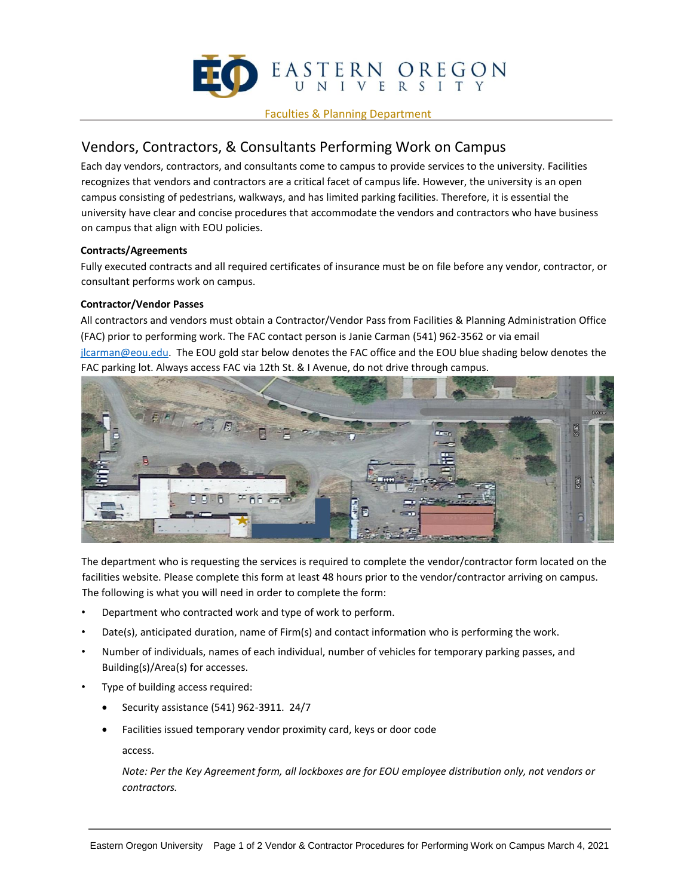EASTERN OREGON UNIVERSITY

Faculties & Planning Department

# Vendors, Contractors, & Consultants Performing Work on Campus

Each day vendors, contractors, and consultants come to campus to provide services to the university. Facilities recognizes that vendors and contractors are a critical facet of campus life. However, the university is an open campus consisting of pedestrians, walkways, and has limited parking facilities. Therefore, it is essential the university have clear and concise procedures that accommodate the vendors and contractors who have business on campus that align with EOU policies.

**Contracts/Agreements**

Fully executed contracts and all required certificates of insurance must be on file before any vendor, contractor, or consultant performs work on campus.

**Contractor/Vendor Passes**

All contractors and vendors must obtain a Contractor/Vendor Pass from Facilities & Planning Administration Office (FAC) prior to performing work. The FAC contact person is Janie Carman (541) 962-3562 or via email jlcarman@eou.edu. The EOU gold star below denotes the FAC office and the EOU blue shading below denotes the FAC parking lot. Always access FAC via 12th St. & I Avenue, do not drive through campus.

The department who is requesting the services is required to complete the vendor/contractor form located on the facilities website. Please complete this form at least 48 hours prior to the vendor/contractor arriving on campus. The following is what you will need in order to complete the form:

- Department who contracted work and type of work to perform.
- Date(s), anticipated duration, name of Firm(s) and contact information who is performing the work.
- Number of individuals, names of each individual, number of vehicles for temporary parking passes, and Building(s)/Area(s) for accesses.
- Type of building access required:
  - Security assistance (541) 962-3911. 24/7
  - Facilities issued temporary vendor proximity card, keys or door code access.

    *Note: Per the Key Agreement form, all lockboxes are for EOU employee distribution only, not vendors or contractors.*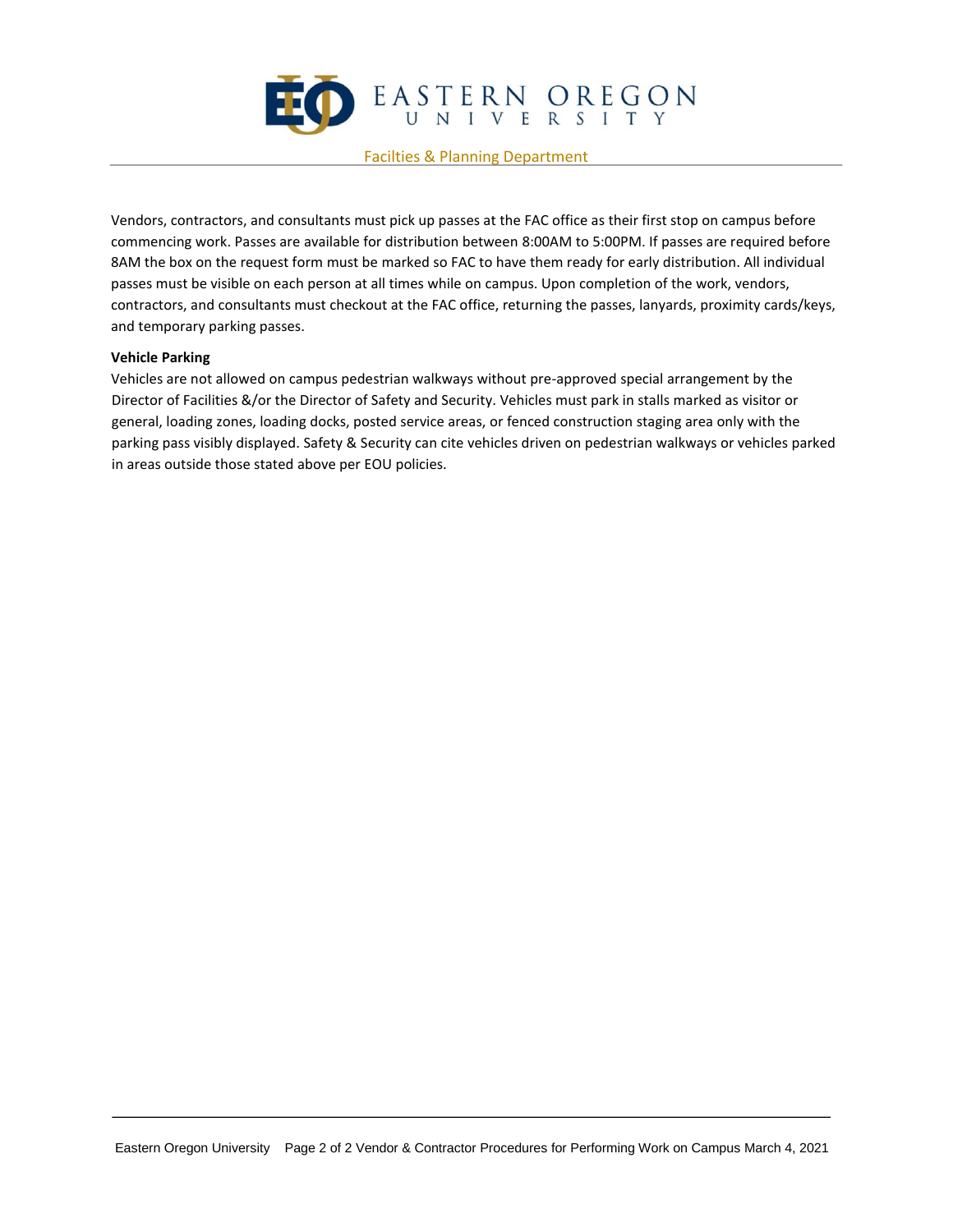Vendors, contractors, and consultants must pick up passes at the FAC office as their first stop on campus before commencing work. Passes are available for distribution between 8:00AM to 5:00PM. If passes are required before 8AM the box on the request form must be marked so FAC to have them ready for early distribution. All individual passes must be visible on each person at all times while on campus. Upon completion of the work, vendors, contractors, and consultants must checkout at the FAC office, returning the passes, lanyards, proximity cards/keys, and temporary parking passes.

**Vehicle Parking**

Vehicles are not allowed on campus pedestrian walkways without pre-approved special arrangement by the Director of Facilities &/or the Director of Safety and Security. Vehicles must park in stalls marked as visitor or general, loading zones, loading docks, posted service areas, or fenced construction staging area only with the parking pass visibly displayed. Safety & Security can cite vehicles driven on pedestrian walkways or vehicles parked in areas outside those stated above per EOU policies.